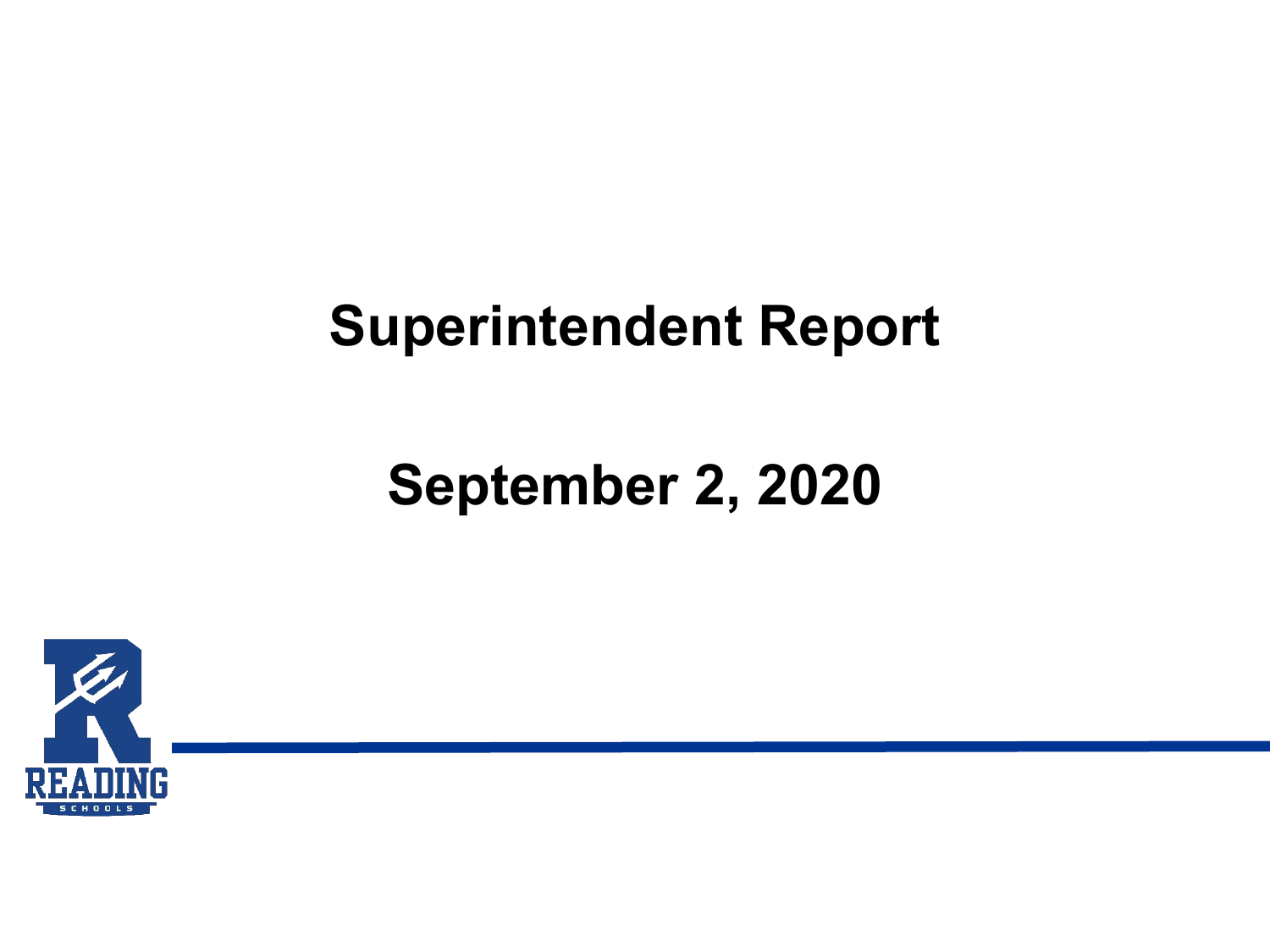# Superintendent Report

## September 2, 2020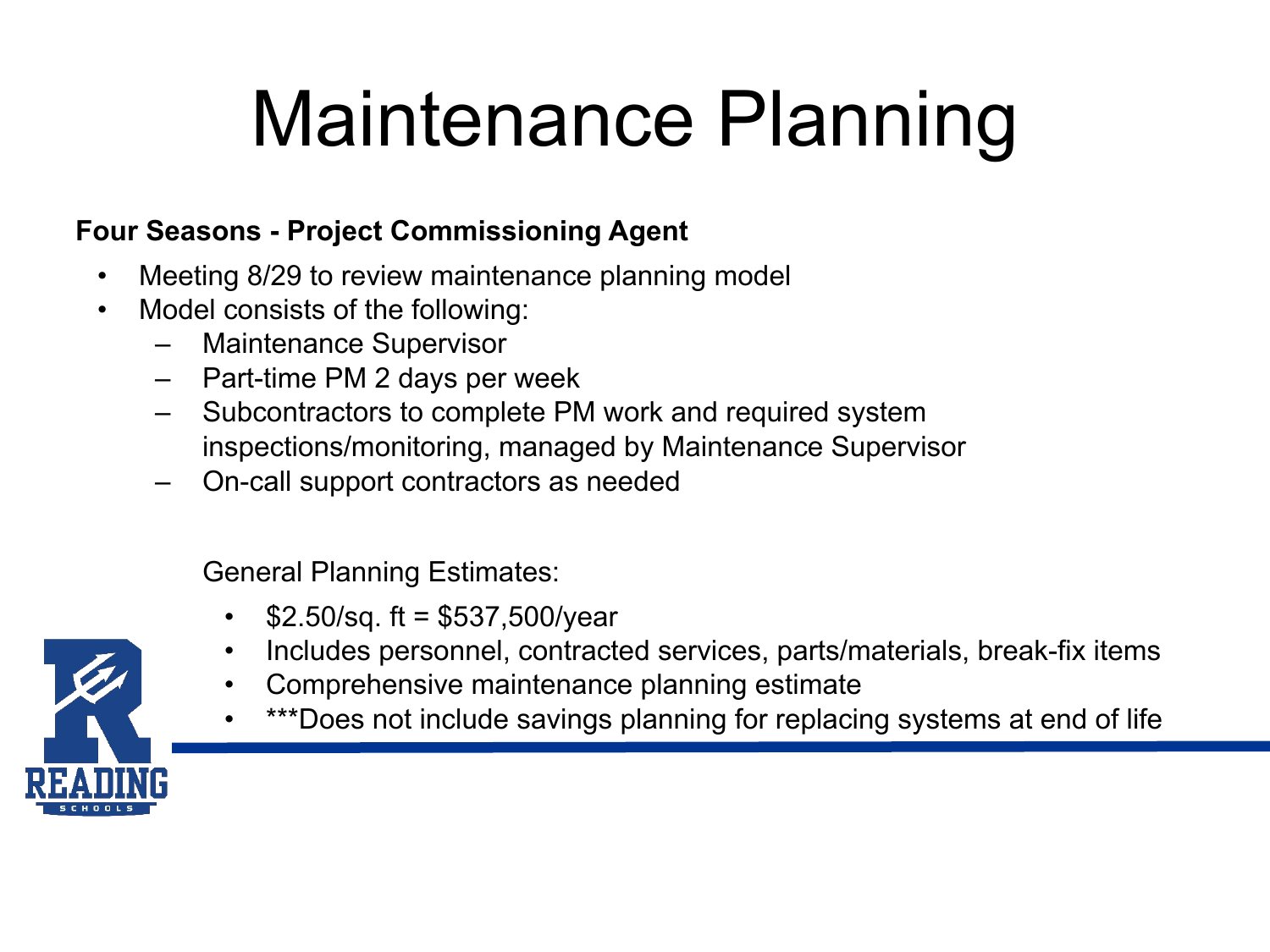# Maintenance Planning

**Four Seasons - Project Commissioning Agent**

- Meeting 8/29 to review maintenance planning model
- Model consists of the following:
  - Maintenance Supervisor
  - Part-time PM 2 days per week
  - Subcontractors to complete PM work and required system inspections/monitoring, managed by Maintenance Supervisor
  - On-call support contractors as needed

General Planning Estimates:

- $2.50/sq. ft = $537,500/year
- Includes personnel, contracted services, parts/materials, break-fix items
- Comprehensive maintenance planning estimate
- ***Does not include savings planning for replacing systems at end of life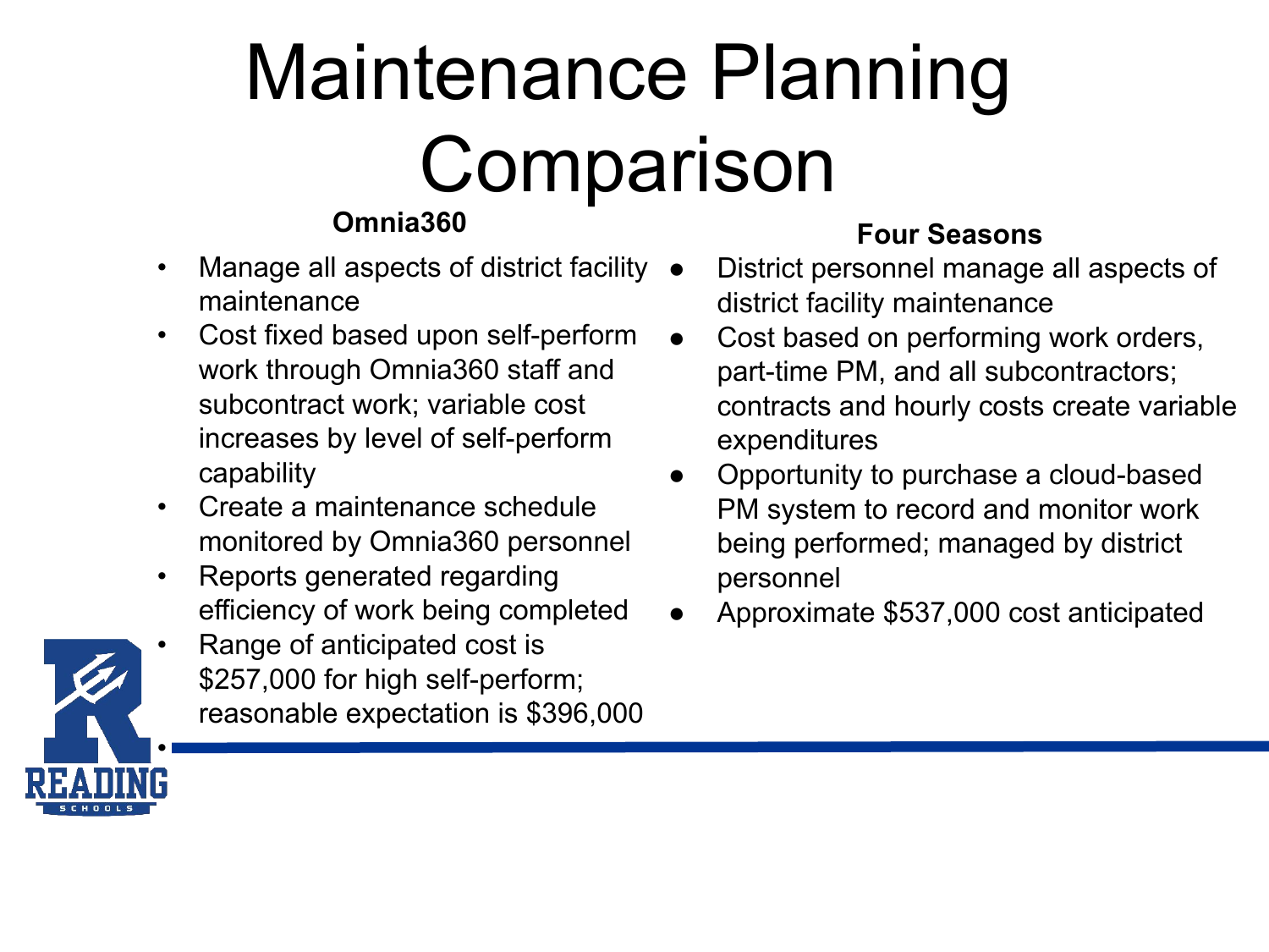# Maintenance Planning Comparison

### Omnia360

- Manage all aspects of district facility maintenance
- Cost fixed based upon self-perform work through Omnia360 staff and subcontract work; variable cost increases by level of self-perform capability
- Create a maintenance schedule monitored by Omnia360 personnel
- Reports generated regarding efficiency of work being completed
- Range of anticipated cost is $257,000 for high self-perform; reasonable expectation is $396,000

### Four Seasons

- District personnel manage all aspects of district facility maintenance
- Cost based on performing work orders, part-time PM, and all subcontractors; contracts and hourly costs create variable expenditures
- Opportunity to purchase a cloud-based PM system to record and monitor work being performed; managed by district personnel
- Approximate $537,000 cost anticipated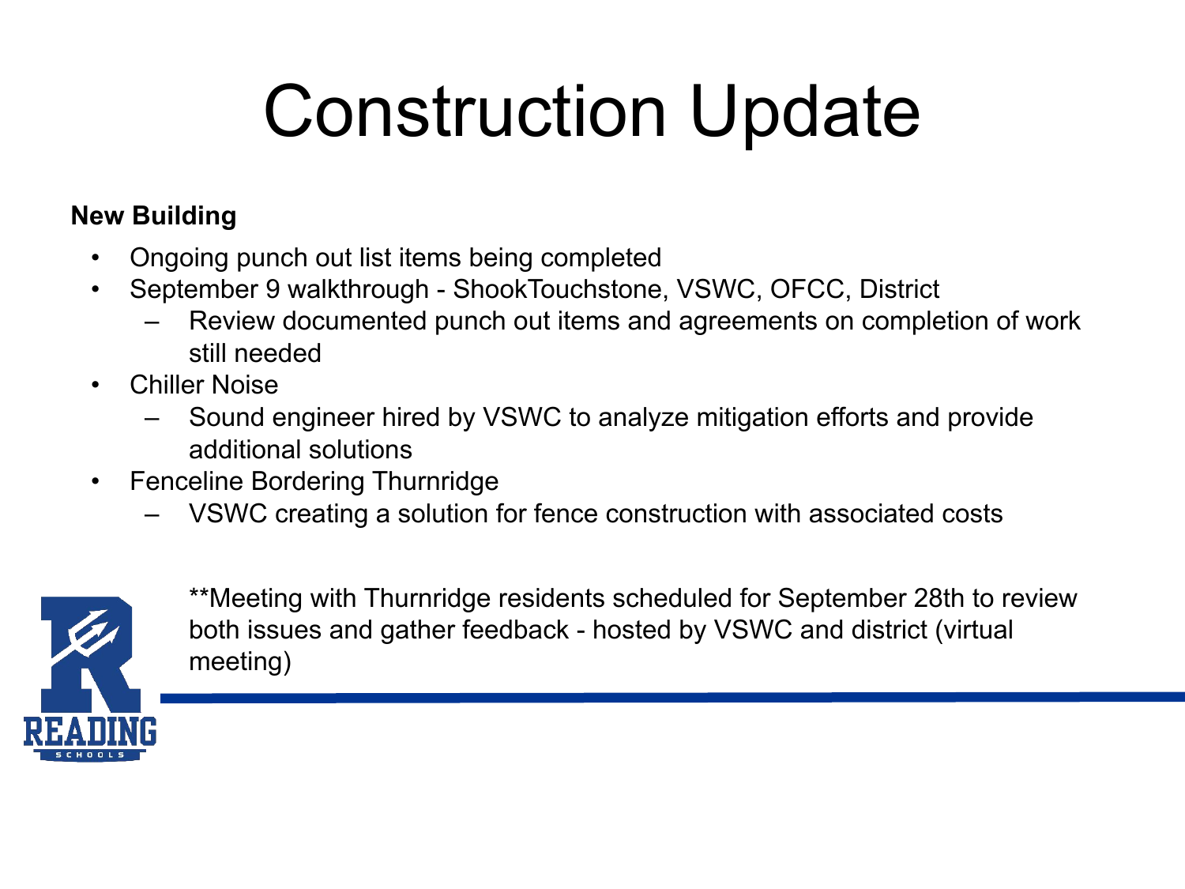# Construction Update

**New Building**

- Ongoing punch out list items being completed
- September 9 walkthrough - ShookTouchstone, VSWC, OFCC, District
  - Review documented punch out items and agreements on completion of work still needed
- Chiller Noise
  - Sound engineer hired by VSWC to analyze mitigation efforts and provide additional solutions
- Fenceline Bordering Thurnridge
  - VSWC creating a solution for fence construction with associated costs

**Meeting with Thurnridge residents scheduled for September 28th to review both issues and gather feedback - hosted by VSWC and district (virtual meeting)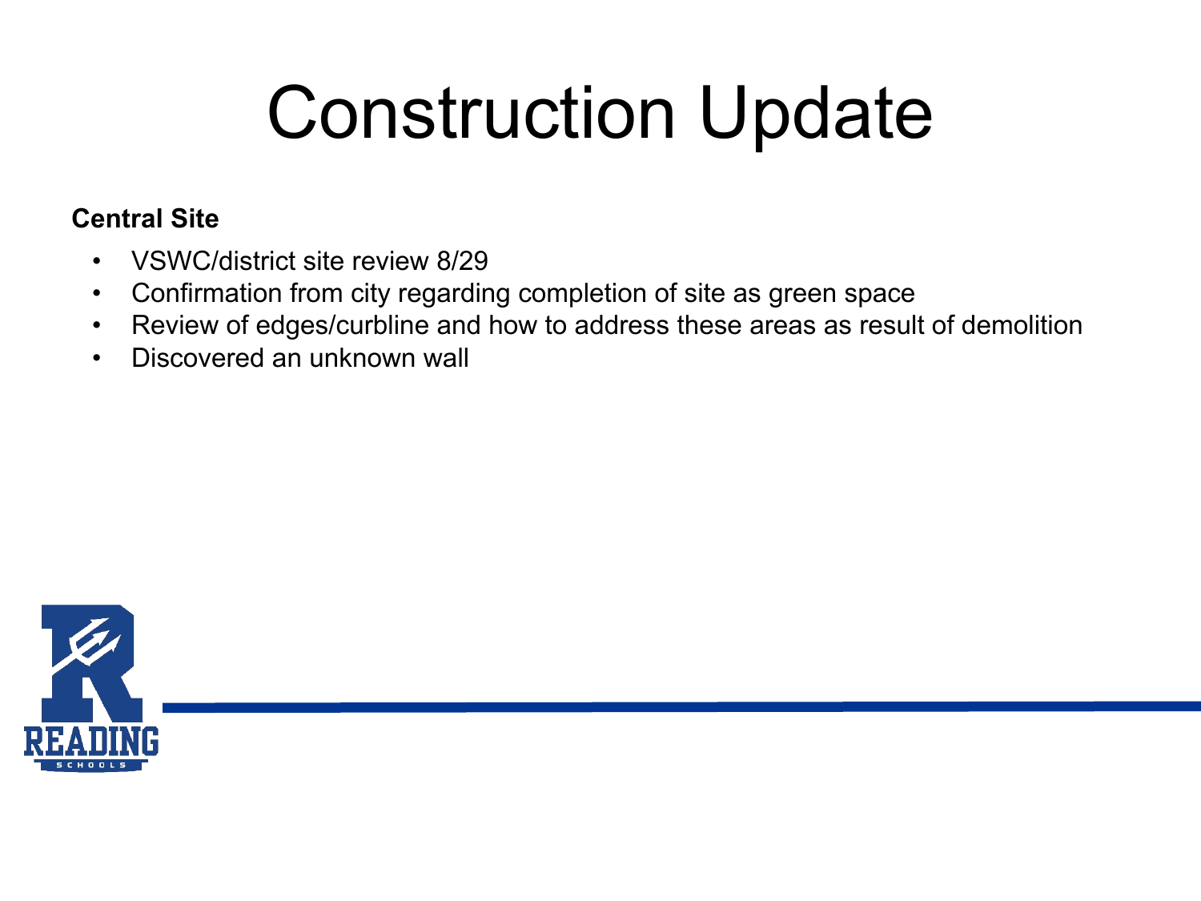# Construction Update

**Central Site**

- VSWC/district site review 8/29
- Confirmation from city regarding completion of site as green space
- Review of edges/curbline and how to address these areas as result of demolition
- Discovered an unknown wall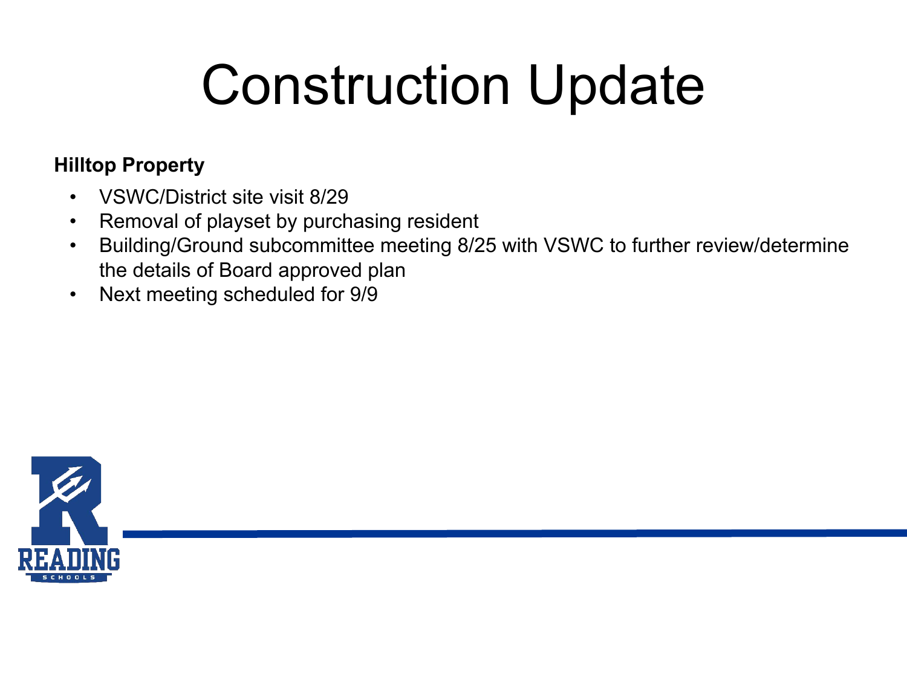# Construction Update

**Hilltop Property**

- VSWC/District site visit 8/29
- Removal of playset by purchasing resident
- Building/Ground subcommittee meeting 8/25 with VSWC to further review/determine the details of Board approved plan
- Next meeting scheduled for 9/9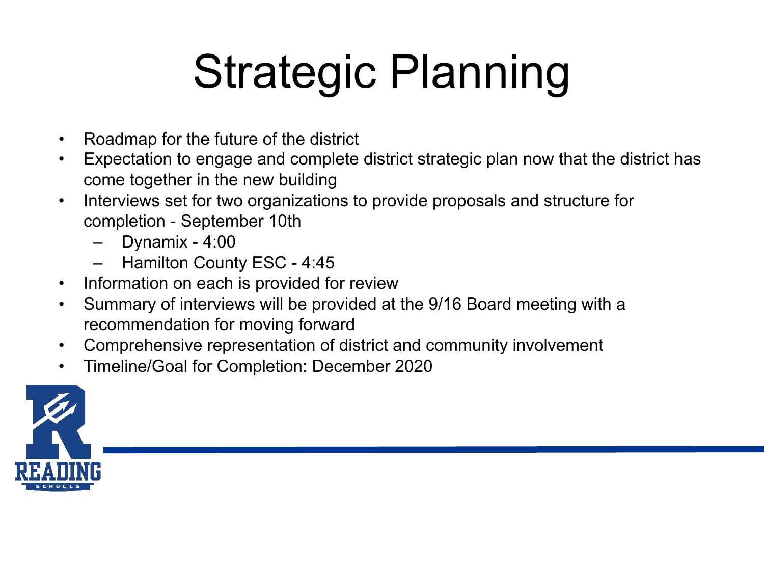# Strategic Planning

- Roadmap for the future of the district
- Expectation to engage and complete district strategic plan now that the district has come together in the new building
- Interviews set for two organizations to provide proposals and structure for completion - September 10th
  - Dynamix - 4:00
  - Hamilton County ESC - 4:45
- Information on each is provided for review
- Summary of interviews will be provided at the 9/16 Board meeting with a recommendation for moving forward
- Comprehensive representation of district and community involvement
- Timeline/Goal for Completion: December 2020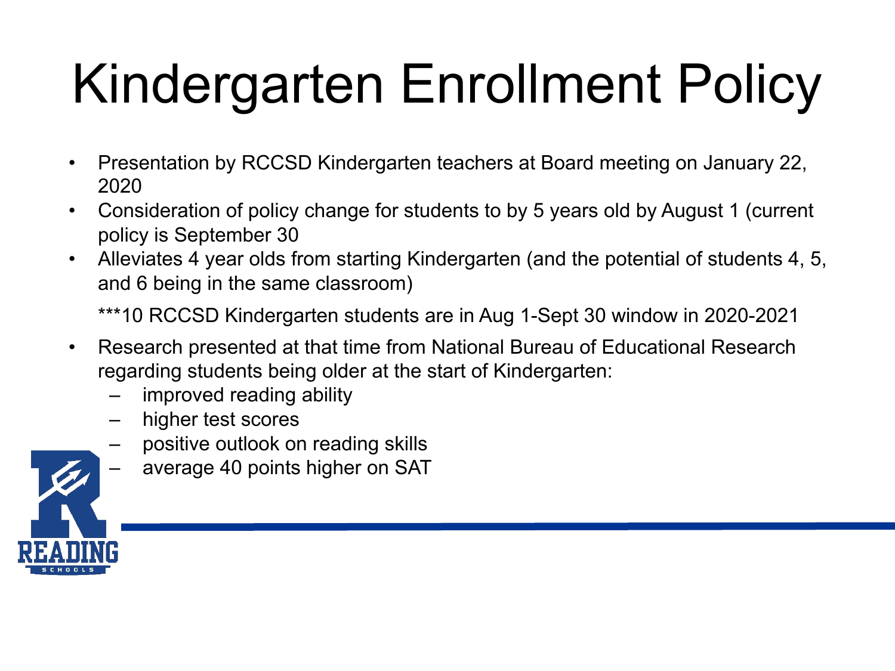# Kindergarten Enrollment Policy

- Presentation by RCCSD Kindergarten teachers at Board meeting on January 22, 2020
- Consideration of policy change for students to by 5 years old by August 1 (current policy is September 30
- Alleviates 4 year olds from starting Kindergarten (and the potential of students 4, 5, and 6 being in the same classroom)

  ***10 RCCSD Kindergarten students are in Aug 1-Sept 30 window in 2020-2021

- Research presented at that time from National Bureau of Educational Research regarding students being older at the start of Kindergarten:
  - improved reading ability
  - higher test scores
  - positive outlook on reading skills
  - average 40 points higher on SAT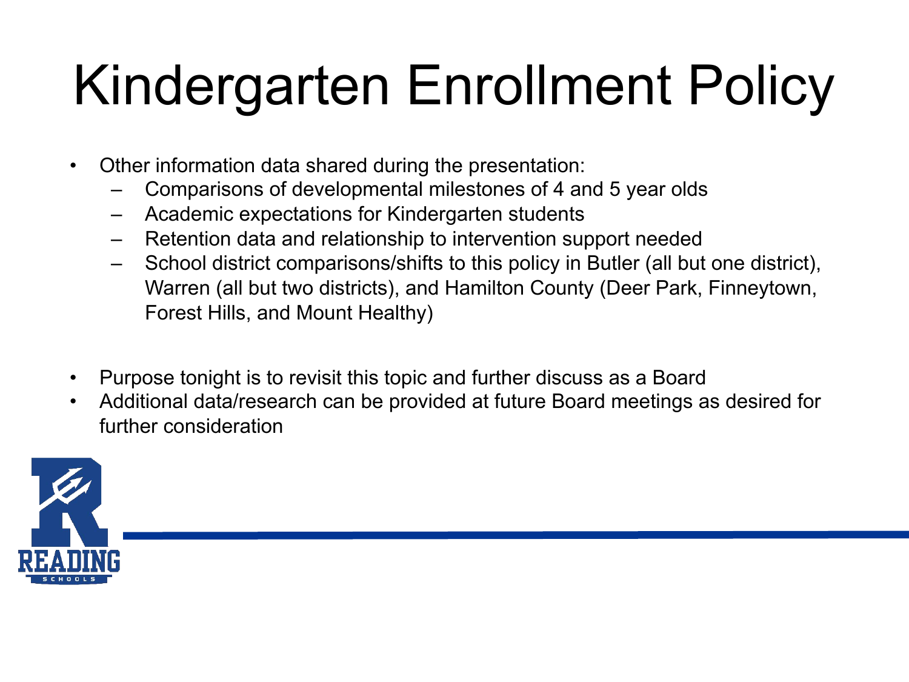# Kindergarten Enrollment Policy

- Other information data shared during the presentation:
  - Comparisons of developmental milestones of 4 and 5 year olds
  - Academic expectations for Kindergarten students
  - Retention data and relationship to intervention support needed
  - School district comparisons/shifts to this policy in Butler (all but one district), Warren (all but two districts), and Hamilton County (Deer Park, Finneytown, Forest Hills, and Mount Healthy)

- Purpose tonight is to revisit this topic and further discuss as a Board
- Additional data/research can be provided at future Board meetings as desired for further consideration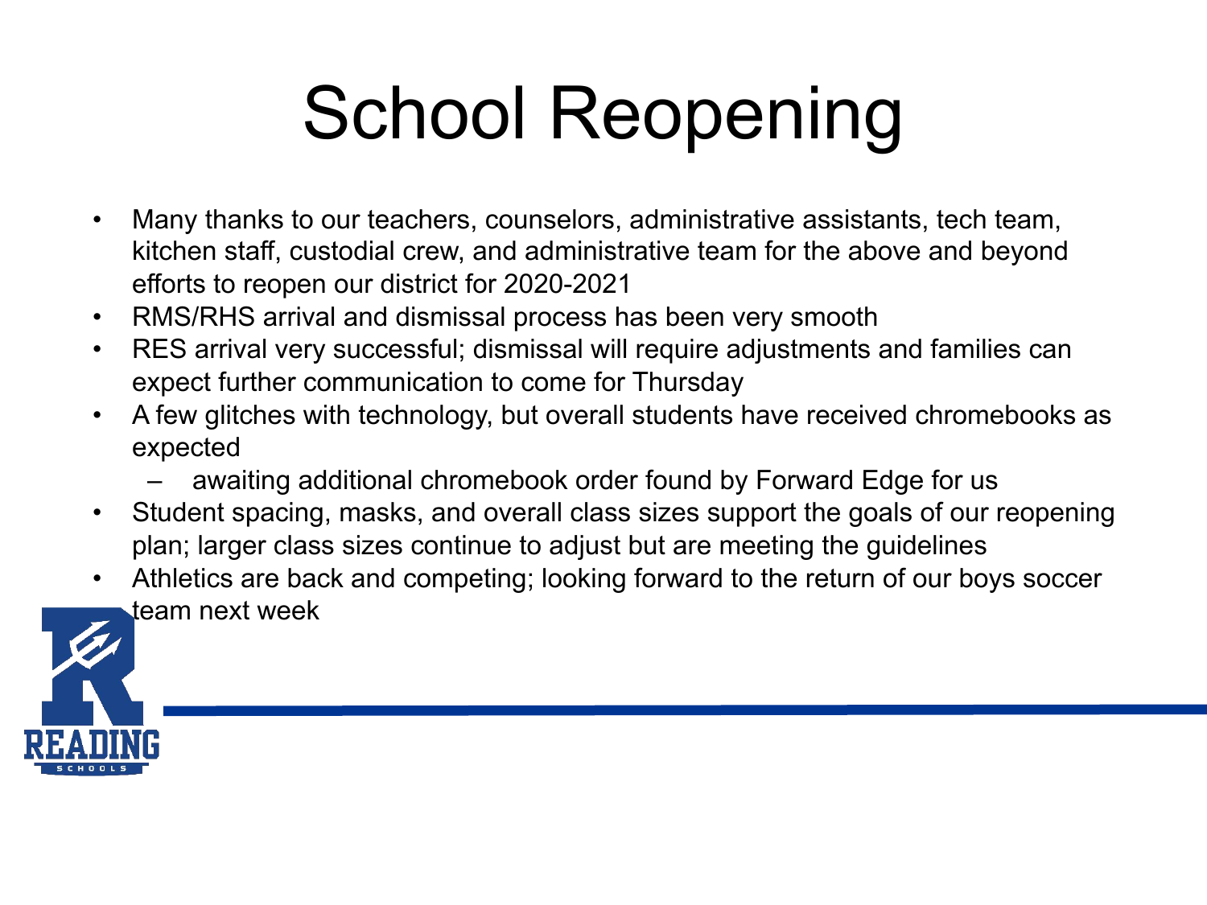# School Reopening

- Many thanks to our teachers, counselors, administrative assistants, tech team, kitchen staff, custodial crew, and administrative team for the above and beyond efforts to reopen our district for 2020-2021
- RMS/RHS arrival and dismissal process has been very smooth
- RES arrival very successful; dismissal will require adjustments and families can expect further communication to come for Thursday
- A few glitches with technology, but overall students have received chromebooks as expected
  - awaiting additional chromebook order found by Forward Edge for us
- Student spacing, masks, and overall class sizes support the goals of our reopening plan; larger class sizes continue to adjust but are meeting the guidelines
- Athletics are back and competing; looking forward to the return of our boys soccer team next week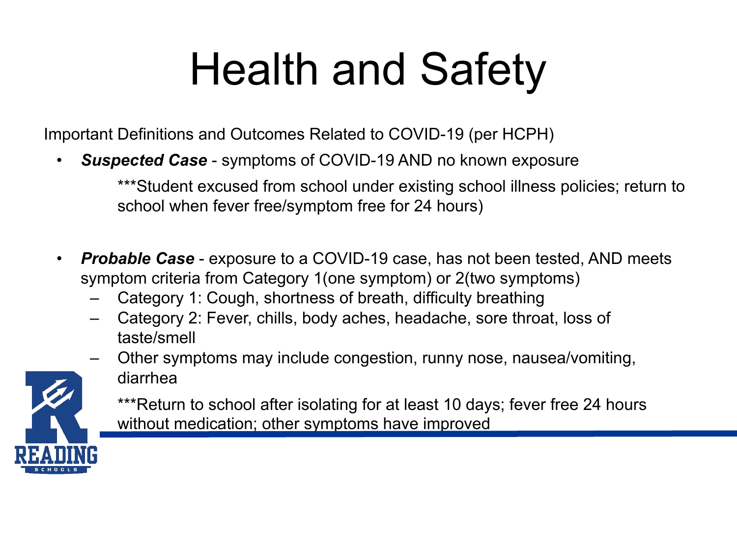# Health and Safety

Important Definitions and Outcomes Related to COVID-19 (per HCPH)

- ***Suspected Case*** - symptoms of COVID-19 AND no known exposure

  ***Student excused from school under existing school illness policies; return to school when fever free/symptom free for 24 hours)

- ***Probable Case*** - exposure to a COVID-19 case, has not been tested, AND meets symptom criteria from Category 1(one symptom) or 2(two symptoms)
  - Category 1: Cough, shortness of breath, difficulty breathing
  - Category 2: Fever, chills, body aches, headache, sore throat, loss of taste/smell
  - Other symptoms may include congestion, runny nose, nausea/vomiting, diarrhea

  ***Return to school after isolating for at least 10 days; fever free 24 hours without medication; other symptoms have improved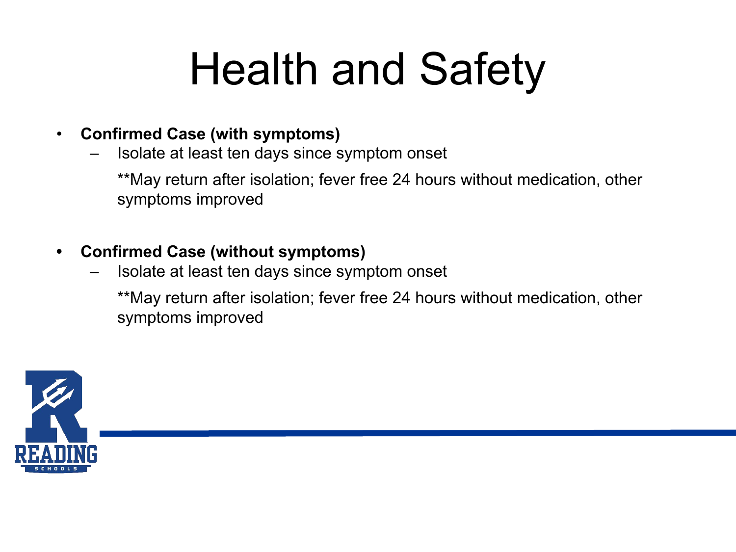# Health and Safety

- **Confirmed Case (with symptoms)**
  - Isolate at least ten days since symptom onset

    **May return after isolation; fever free 24 hours without medication, other symptoms improved

- **Confirmed Case (without symptoms)**
  - Isolate at least ten days since symptom onset

    **May return after isolation; fever free 24 hours without medication, other symptoms improved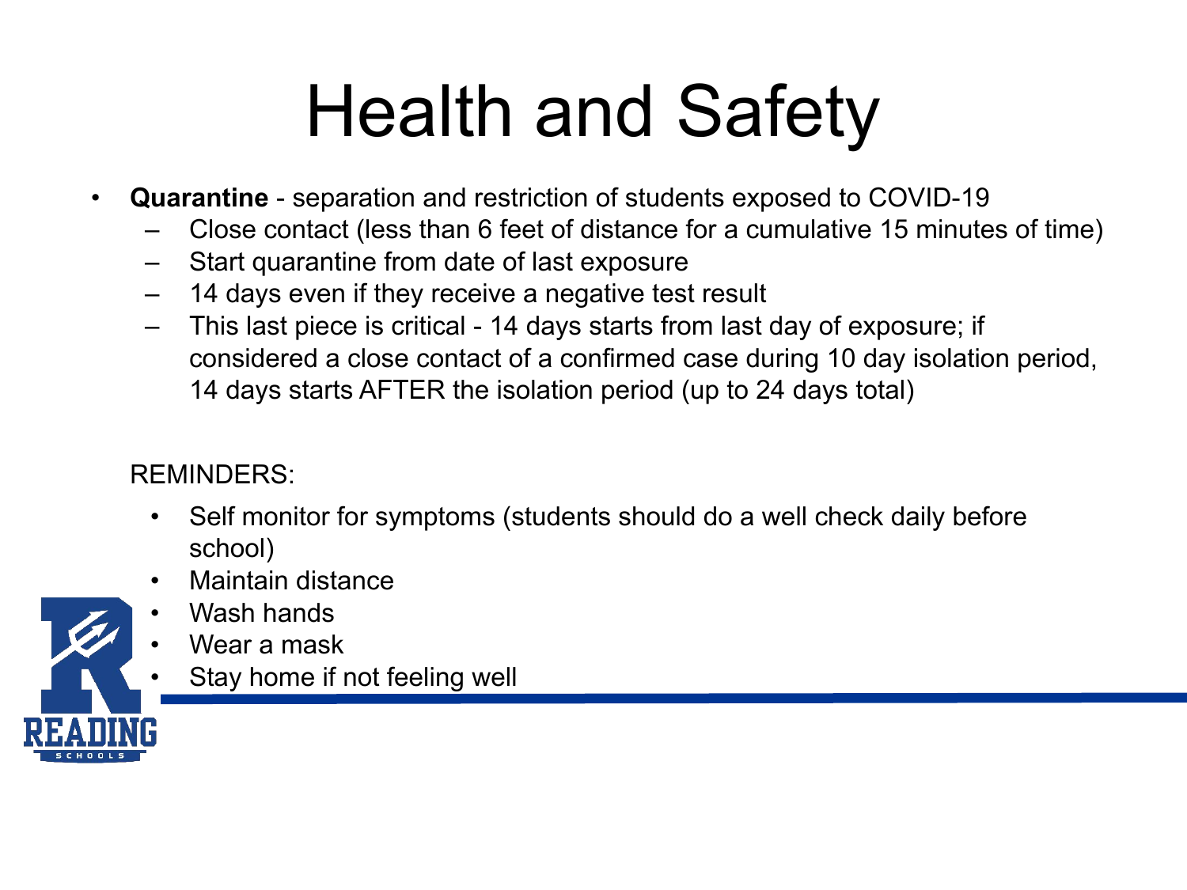# Health and Safety

- **Quarantine** - separation and restriction of students exposed to COVID-19
  - Close contact (less than 6 feet of distance for a cumulative 15 minutes of time)
  - Start quarantine from date of last exposure
  - 14 days even if they receive a negative test result
  - This last piece is critical - 14 days starts from last day of exposure; if considered a close contact of a confirmed case during 10 day isolation period, 14 days starts AFTER the isolation period (up to 24 days total)

REMINDERS:

- Self monitor for symptoms (students should do a well check daily before school)
- Maintain distance
- Wash hands
- Wear a mask
- Stay home if not feeling well